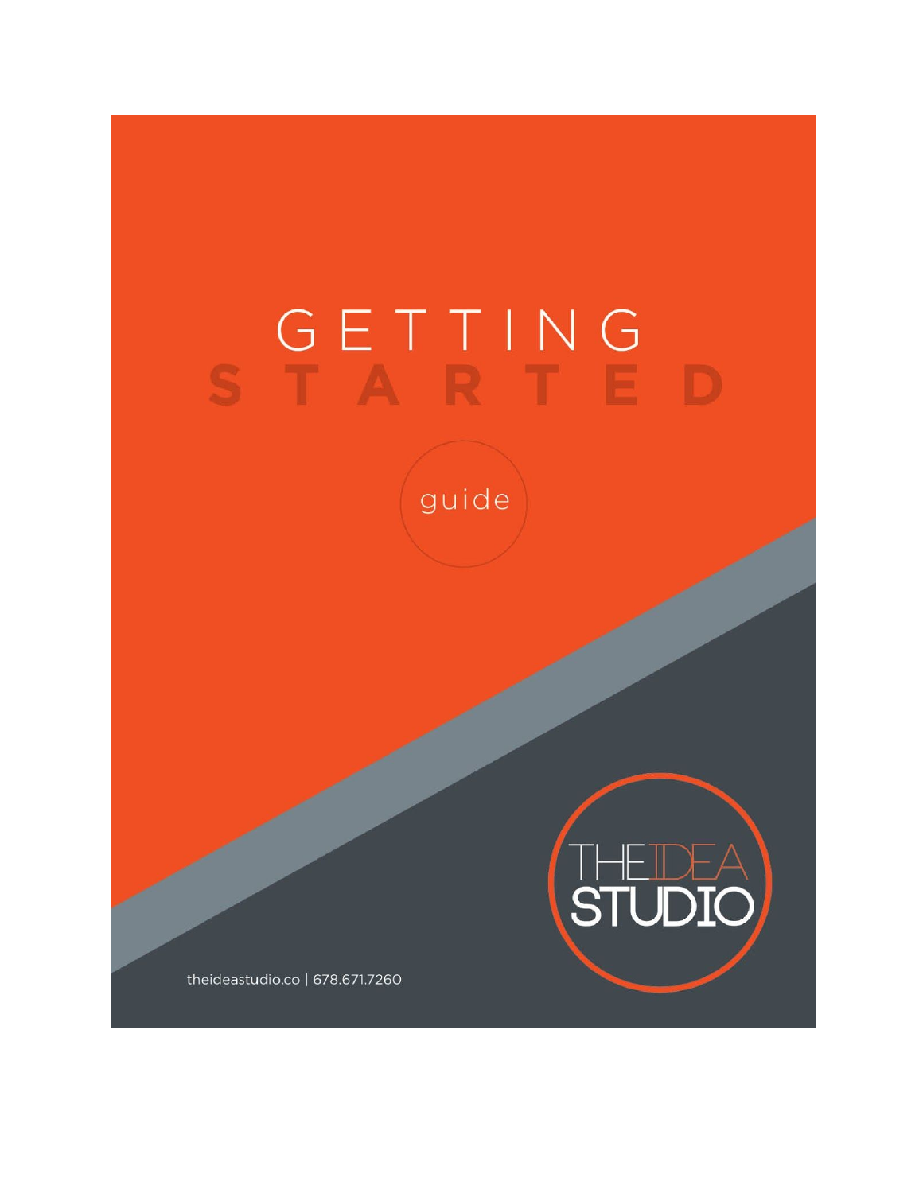# GETTING STARTED

guide

THE IDEA STUDIO

theideastudio.co | 678.671.7260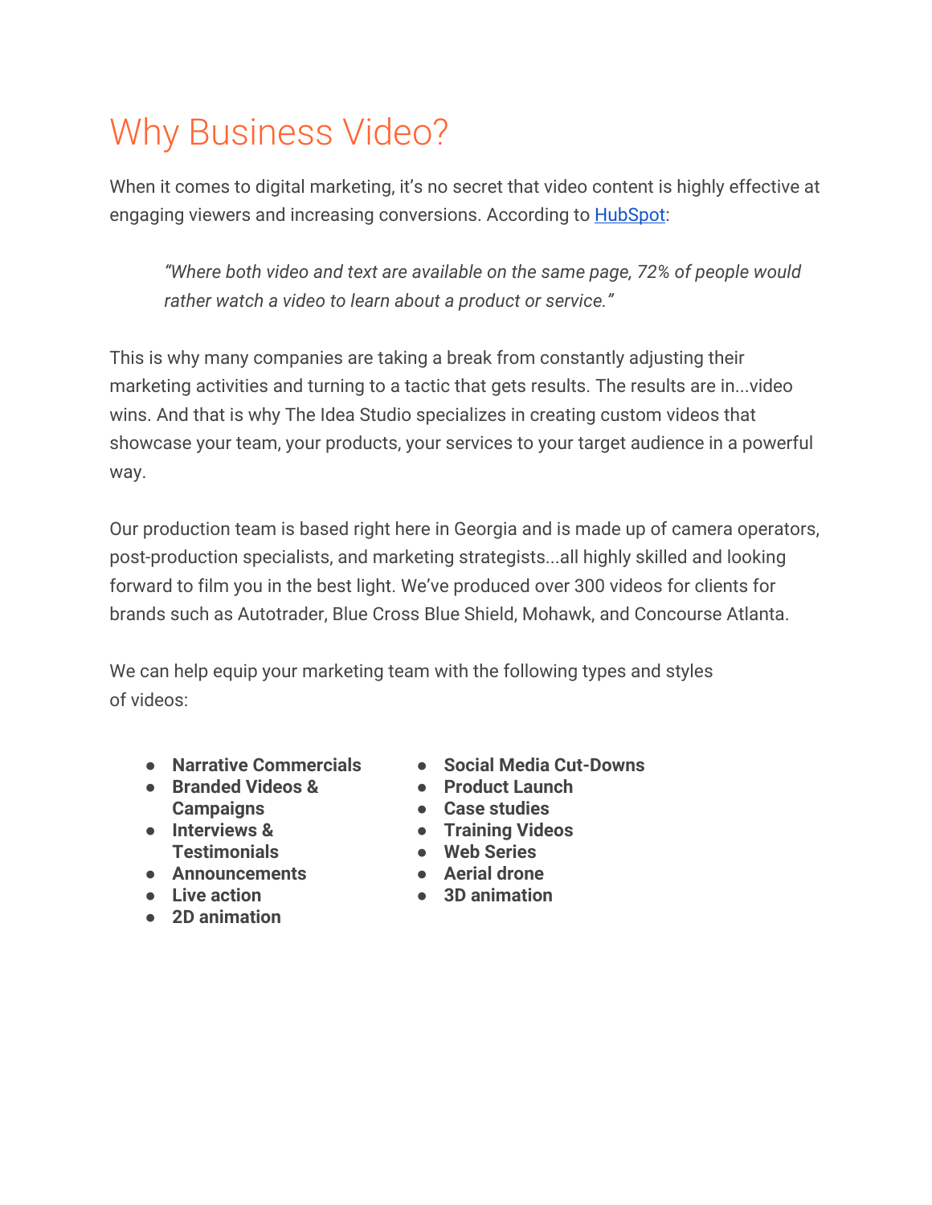# Why Business Video?

When it comes to digital marketing, it's no secret that video content is highly effective at engaging viewers and increasing conversions. According to [HubSpot](#):

> *"Where both video and text are available on the same page, 72% of people would rather watch a video to learn about a product or service."*

This is why many companies are taking a break from constantly adjusting their marketing activities and turning to a tactic that gets results. The results are in...video wins. And that is why The Idea Studio specializes in creating custom videos that showcase your team, your products, your services to your target audience in a powerful way.

Our production team is based right here in Georgia and is made up of camera operators, post-production specialists, and marketing strategists...all highly skilled and looking forward to film you in the best light. We've produced over 300 videos for clients for brands such as Autotrader, Blue Cross Blue Shield, Mohawk, and Concourse Atlanta.

We can help equip your marketing team with the following types and styles of videos:

- **Narrative Commercials**
- **Branded Videos & Campaigns**
- **Interviews & Testimonials**
- **Announcements**
- **Live action**
- **2D animation**
- **Social Media Cut-Downs**
- **Product Launch**
- **Case studies**
- **Training Videos**
- **Web Series**
- **Aerial drone**
- **3D animation**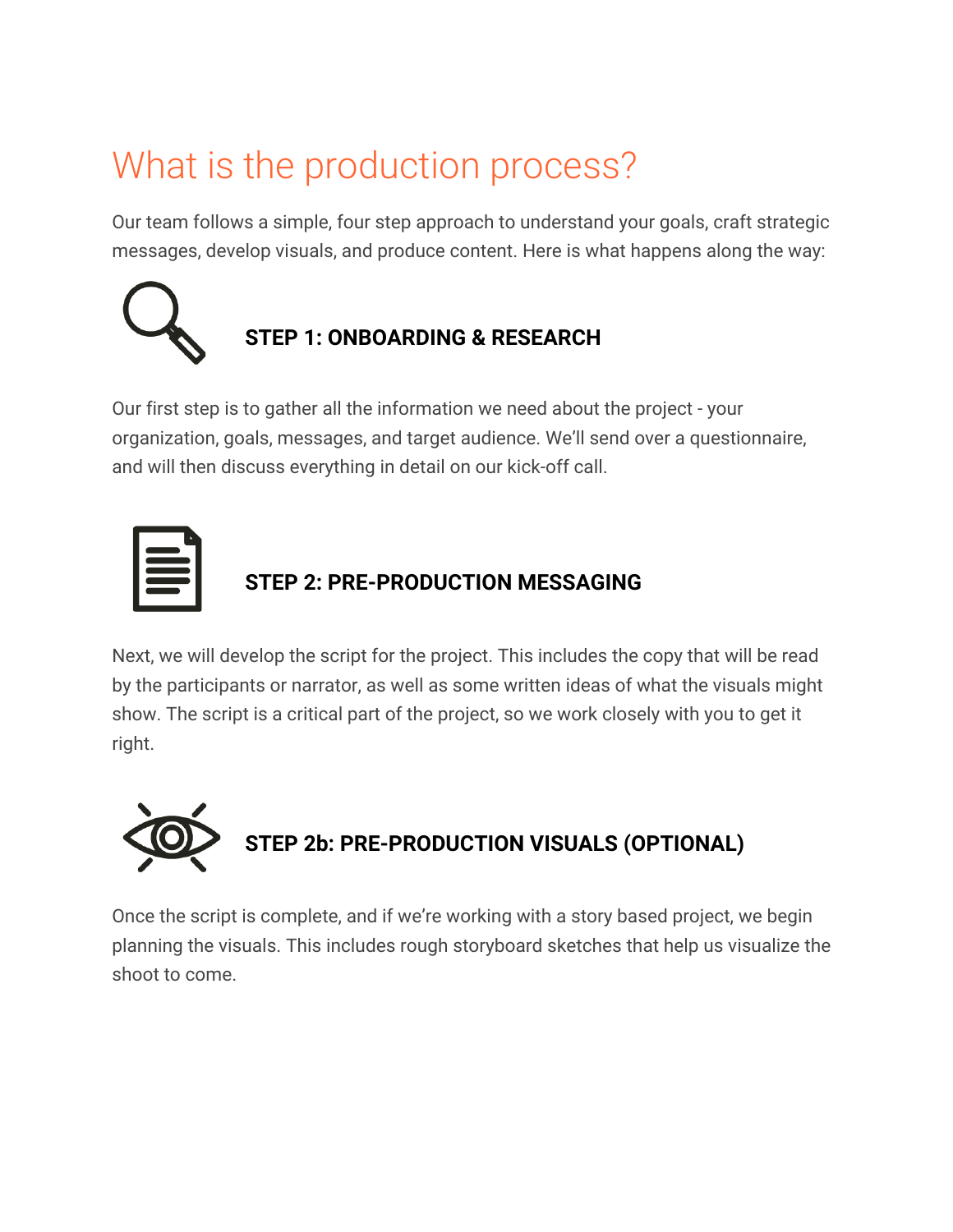# What is the production process?

Our team follows a simple, four step approach to understand your goals, craft strategic messages, develop visuals, and produce content. Here is what happens along the way:

### STEP 1: ONBOARDING & RESEARCH

Our first step is to gather all the information we need about the project - your organization, goals, messages, and target audience. We'll send over a questionnaire, and will then discuss everything in detail on our kick-off call.

### STEP 2: PRE-PRODUCTION MESSAGING

Next, we will develop the script for the project. This includes the copy that will be read by the participants or narrator, as well as some written ideas of what the visuals might show. The script is a critical part of the project, so we work closely with you to get it right.

### STEP 2b: PRE-PRODUCTION VISUALS (OPTIONAL)

Once the script is complete, and if we're working with a story based project, we begin planning the visuals. This includes rough storyboard sketches that help us visualize the shoot to come.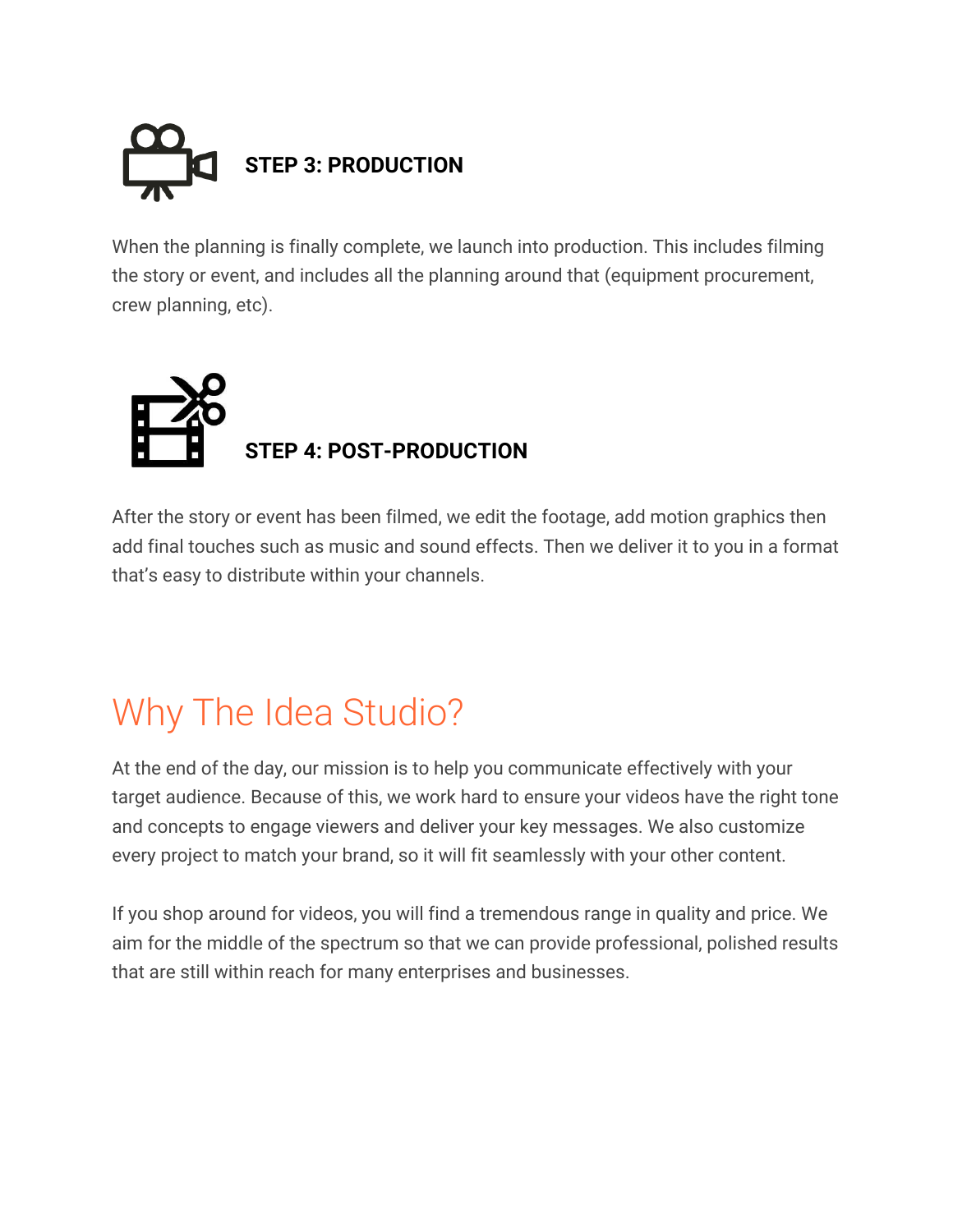### STEP 3: PRODUCTION

When the planning is finally complete, we launch into production. This includes filming the story or event, and includes all the planning around that (equipment procurement, crew planning, etc).

### STEP 4: POST-PRODUCTION

After the story or event has been filmed, we edit the footage, add motion graphics then add final touches such as music and sound effects. Then we deliver it to you in a format that’s easy to distribute within your channels.

## Why The Idea Studio?

At the end of the day, our mission is to help you communicate effectively with your target audience. Because of this, we work hard to ensure your videos have the right tone and concepts to engage viewers and deliver your key messages. We also customize every project to match your brand, so it will fit seamlessly with your other content.

If you shop around for videos, you will find a tremendous range in quality and price. We aim for the middle of the spectrum so that we can provide professional, polished results that are still within reach for many enterprises and businesses.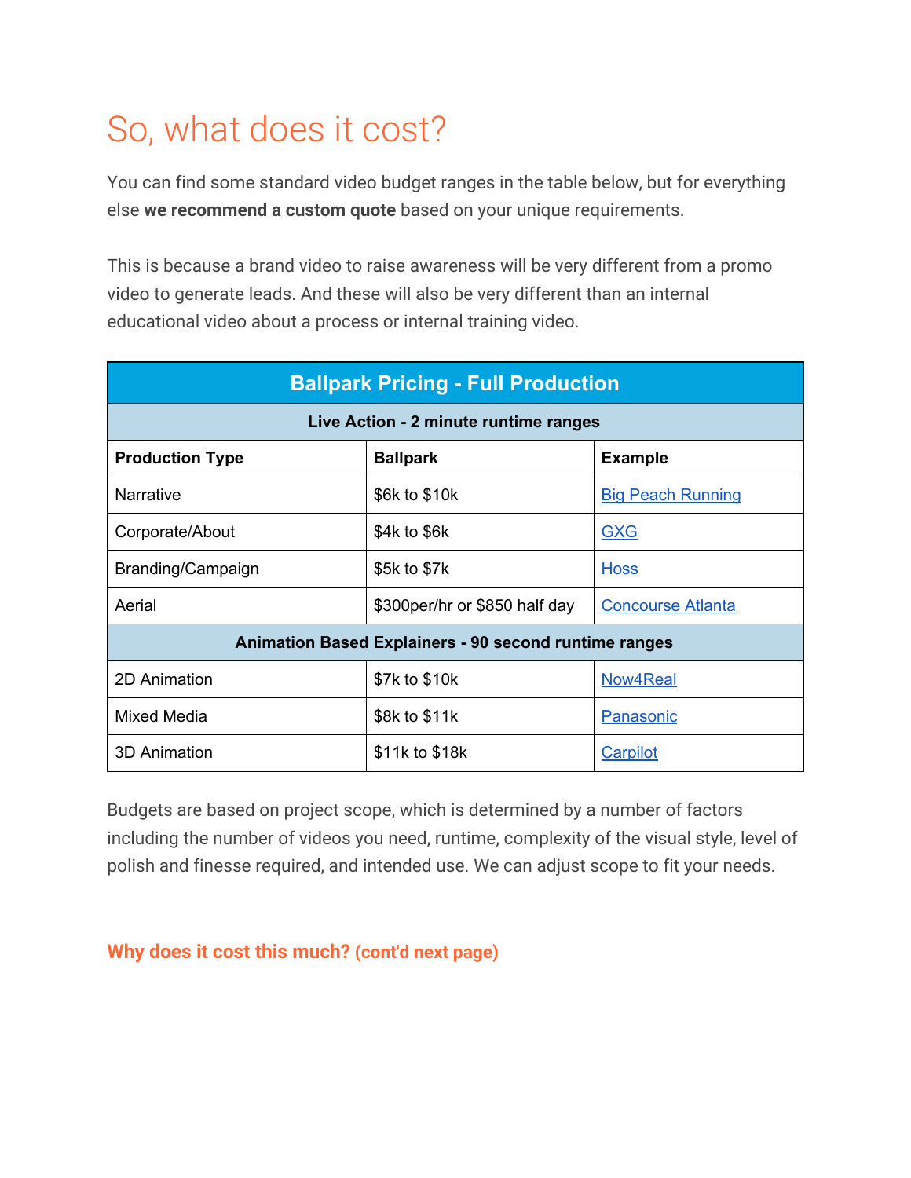# So, what does it cost?

You can find some standard video budget ranges in the table below, but for everything else **we recommend a custom quote** based on your unique requirements.

This is because a brand video to raise awareness will be very different from a promo video to generate leads. And these will also be very different than an internal educational video about a process or internal training video.

| Ballpark Pricing - Full Production | | |
|---|---|---|
| **Live Action - 2 minute runtime ranges** | | |
| **Production Type** | **Ballpark** | **Example** |
| Narrative | $6k to $10k | Big Peach Running |
| Corporate/About | $4k to $6k | GXG |
| Branding/Campaign | $5k to $7k | Hoss |
| Aerial | $300per/hr or $850 half day | Concourse Atlanta |
| **Animation Based Explainers - 90 second runtime ranges** | | |
| 2D Animation | $7k to $10k | Now4Real |
| Mixed Media | $8k to $11k | Panasonic |
| 3D Animation | $11k to $18k | Carpilot |

Budgets are based on project scope, which is determined by a number of factors including the number of videos you need, runtime, complexity of the visual style, level of polish and finesse required, and intended use. We can adjust scope to fit your needs.

### Why does it cost this much? (cont'd next page)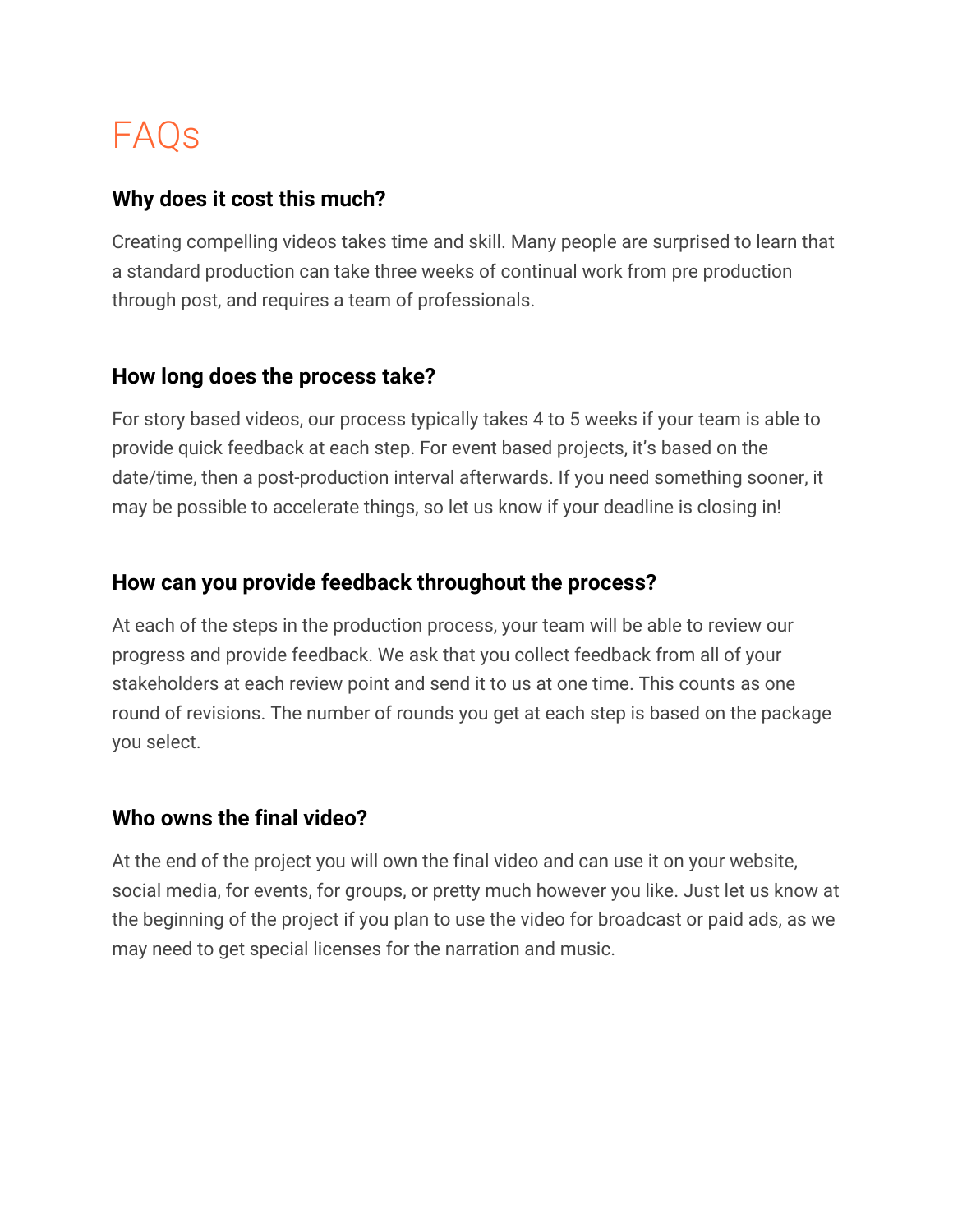# FAQs

### Why does it cost this much?

Creating compelling videos takes time and skill. Many people are surprised to learn that a standard production can take three weeks of continual work from pre production through post, and requires a team of professionals.

### How long does the process take?

For story based videos, our process typically takes 4 to 5 weeks if your team is able to provide quick feedback at each step. For event based projects, it's based on the date/time, then a post-production interval afterwards. If you need something sooner, it may be possible to accelerate things, so let us know if your deadline is closing in!

### How can you provide feedback throughout the process?

At each of the steps in the production process, your team will be able to review our progress and provide feedback. We ask that you collect feedback from all of your stakeholders at each review point and send it to us at one time. This counts as one round of revisions. The number of rounds you get at each step is based on the package you select.

### Who owns the final video?

At the end of the project you will own the final video and can use it on your website, social media, for events, for groups, or pretty much however you like. Just let us know at the beginning of the project if you plan to use the video for broadcast or paid ads, as we may need to get special licenses for the narration and music.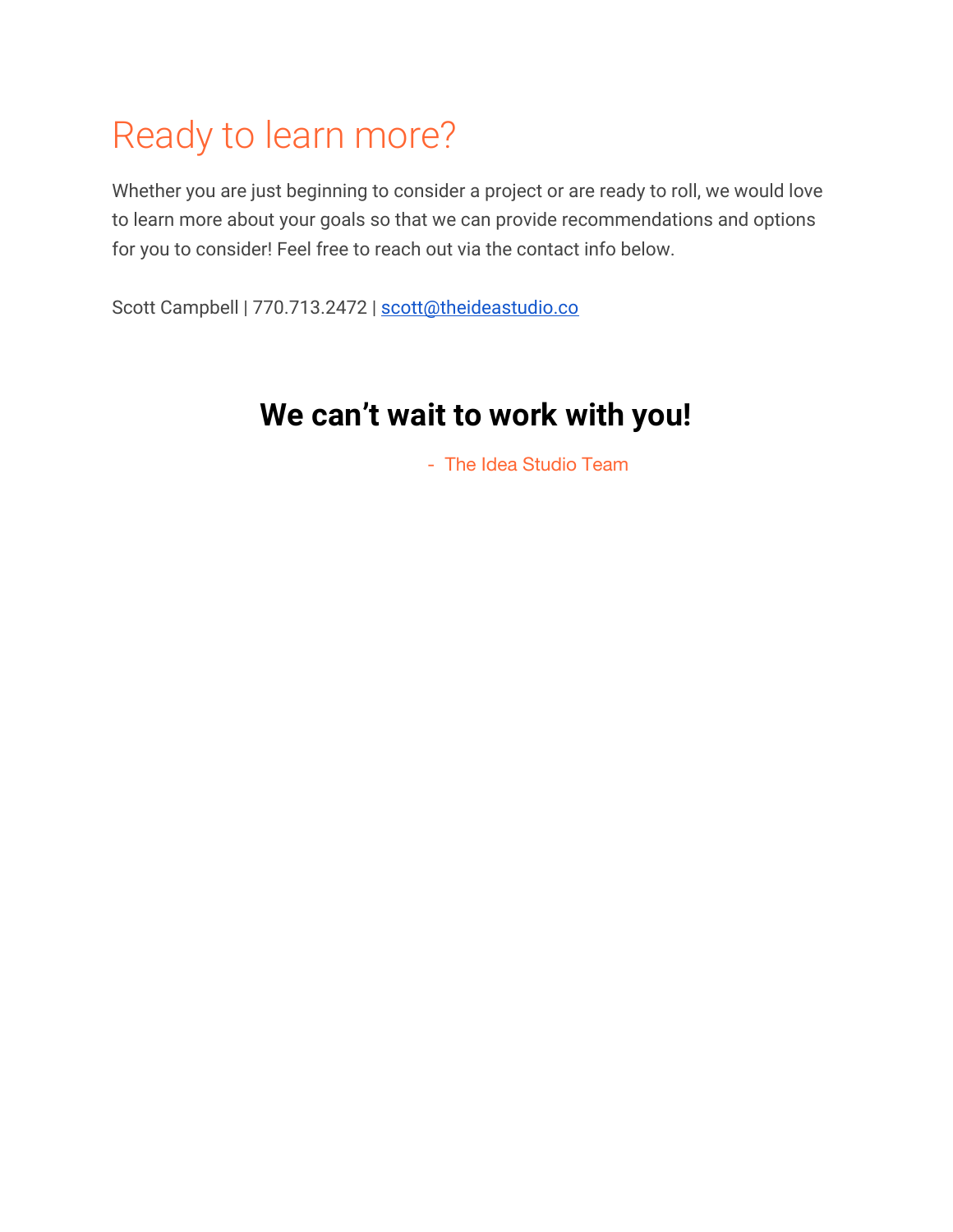# Ready to learn more?

Whether you are just beginning to consider a project or are ready to roll, we would love to learn more about your goals so that we can provide recommendations and options for you to consider! Feel free to reach out via the contact info below.

Scott Campbell | 770.713.2472 | [scott@theideastudio.co](mailto:scott@theideastudio.co)

## We can't wait to work with you!

- The Idea Studio Team